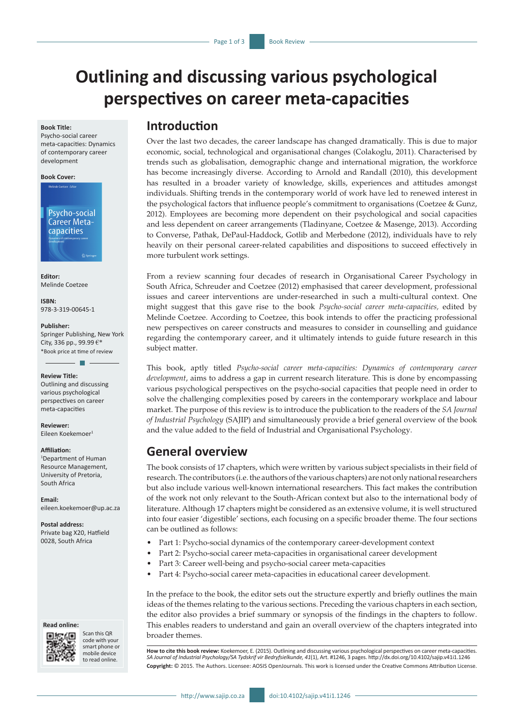# Outlining and discussing various psychological perspectives on career meta-capacities

**Book Title:**
Psycho-social career meta-capacities: Dynamics of contemporary career development

**Book Cover:**

**Editor:**
Melinde Coetzee

**ISBN:**
978-3-319-00645-1

**Publisher:**
Springer Publishing, New York City, 336 pp., 99.99 €*
*Book price at time of review

**Review Title:**
Outlining and discussing various psychological perspectives on career meta-capacities

**Reviewer:**
Eileen Koekemoer[1]

**Affiliation:**
[1]Department of Human Resource Management, University of Pretoria, South Africa

**Email:**
eileen.koekemoer@up.ac.za

**Postal address:**
Private bag X20, Hatfield 0028, South Africa

**Read online:**
Scan this QR code with your smart phone or mobile device to read online.

## Introduction

Over the last two decades, the career landscape has changed dramatically. This is due to major economic, social, technological and organisational changes (Colakoglu, 2011). Characterised by trends such as globalisation, demographic change and international migration, the workforce has become increasingly diverse. According to Arnold and Randall (2010), this development has resulted in a broader variety of knowledge, skills, experiences and attitudes amongst individuals. Shifting trends in the contemporary world of work have led to renewed interest in the psychological factors that influence people's commitment to organisations (Coetzee & Gunz, 2012). Employees are becoming more dependent on their psychological and social capacities and less dependent on career arrangements (Tladinyane, Coetzee & Masenge, 2013). According to Converse, Pathak, DePaul-Haddock, Gotlib and Merbedone (2012), individuals have to rely heavily on their personal career-related capabilities and dispositions to succeed effectively in more turbulent work settings.

From a review scanning four decades of research in Organisational Career Psychology in South Africa, Schreuder and Coetzee (2012) emphasised that career development, professional issues and career interventions are under-researched in such a multi-cultural context. One might suggest that this gave rise to the book *Psycho-social career meta-capacities,* edited by Melinde Coetzee. According to Coetzee, this book intends to offer the practicing professional new perspectives on career constructs and measures to consider in counselling and guidance regarding the contemporary career, and it ultimately intends to guide future research in this subject matter.

This book, aptly titled *Psycho-social career meta-capacities: Dynamics of contemporary career development*, aims to address a gap in current research literature. This is done by encompassing various psychological perspectives on the psycho-social capacities that people need in order to solve the challenging complexities posed by careers in the contemporary workplace and labour market. The purpose of this review is to introduce the publication to the readers of the *SA Journal of Industrial Psychology* (SAJIP) and simultaneously provide a brief general overview of the book and the value added to the field of Industrial and Organisational Psychology.

## General overview

The book consists of 17 chapters, which were written by various subject specialists in their field of research. The contributors (i.e. the authors of the various chapters) are not only national researchers but also include various well-known international researchers. This fact makes the contribution of the work not only relevant to the South-African context but also to the international body of literature. Although 17 chapters might be considered as an extensive volume, it is well structured into four easier 'digestible' sections, each focusing on a specific broader theme. The four sections can be outlined as follows:

- Part 1: Psycho-social dynamics of the contemporary career-development context
- Part 2: Psycho-social career meta-capacities in organisational career development
- Part 3: Career well-being and psycho-social career meta-capacities
- Part 4: Psycho-social career meta-capacities in educational career development.

In the preface to the book, the editor sets out the structure expertly and briefly outlines the main ideas of the themes relating to the various sections. Preceding the various chapters in each section, the editor also provides a brief summary or synopsis of the findings in the chapters to follow. This enables readers to understand and gain an overall overview of the chapters integrated into broader themes.

**How to cite this book review:** Koekemoer, E. (2015). Outlining and discussing various psychological perspectives on career meta-capacities. *SA Journal of Industrial Psychology/SA Tydskrif vir Bedryfsielkunde, 41*(1), Art. #1246, 3 pages. http://dx.doi.org/10.4102/sajip.v41i1.1246

**Copyright:** © 2015. The Authors. Licensee: AOSIS OpenJournals. This work is licensed under the Creative Commons Attribution License.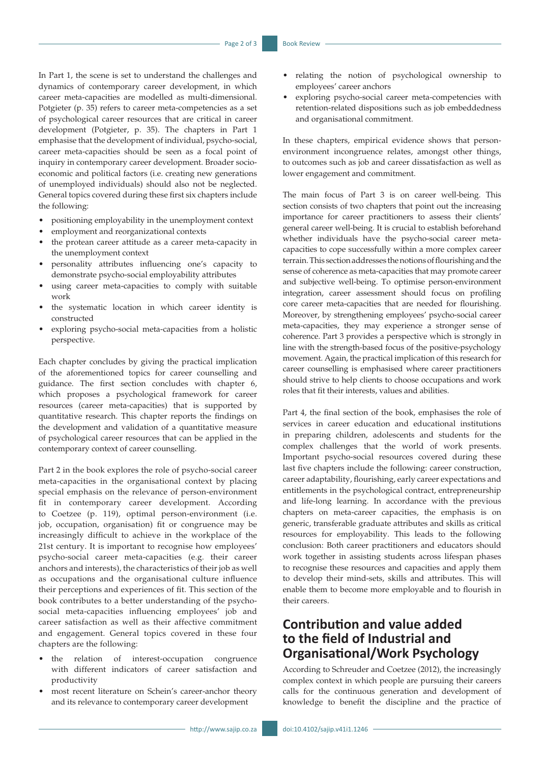In Part 1, the scene is set to understand the challenges and dynamics of contemporary career development, in which career meta-capacities are modelled as multi-dimensional. Potgieter (p. 35) refers to career meta-competencies as a set of psychological career resources that are critical in career development (Potgieter, p. 35). The chapters in Part 1 emphasise that the development of individual, psycho-social, career meta-capacities should be seen as a focal point of inquiry in contemporary career development. Broader socio-economic and political factors (i.e. creating new generations of unemployed individuals) should also not be neglected. General topics covered during these first six chapters include the following:

- positioning employability in the unemployment context
- employment and reorganizational contexts
- the protean career attitude as a career meta-capacity in the unemployment context
- personality attributes influencing one's capacity to demonstrate psycho-social employability attributes
- using career meta-capacities to comply with suitable work
- the systematic location in which career identity is constructed
- exploring psycho-social meta-capacities from a holistic perspective.

Each chapter concludes by giving the practical implication of the aforementioned topics for career counselling and guidance. The first section concludes with chapter 6, which proposes a psychological framework for career resources (career meta-capacities) that is supported by quantitative research. This chapter reports the findings on the development and validation of a quantitative measure of psychological career resources that can be applied in the contemporary context of career counselling.

Part 2 in the book explores the role of psycho-social career meta-capacities in the organisational context by placing special emphasis on the relevance of person-environment fit in contemporary career development. According to Coetzee (p. 119), optimal person-environment (i.e. job, occupation, organisation) fit or congruence may be increasingly difficult to achieve in the workplace of the 21st century. It is important to recognise how employees' psycho-social career meta-capacities (e.g. their career anchors and interests), the characteristics of their job as well as occupations and the organisational culture influence their perceptions and experiences of fit. This section of the book contributes to a better understanding of the psycho-social meta-capacities influencing employees' job and career satisfaction as well as their affective commitment and engagement. General topics covered in these four chapters are the following:

- the relation of interest-occupation congruence with different indicators of career satisfaction and productivity
- most recent literature on Schein's career-anchor theory and its relevance to contemporary career development
- relating the notion of psychological ownership to employees' career anchors
- exploring psycho-social career meta-competencies with retention-related dispositions such as job embeddedness and organisational commitment.

In these chapters, empirical evidence shows that person-environment incongruence relates, amongst other things, to outcomes such as job and career dissatisfaction as well as lower engagement and commitment.

The main focus of Part 3 is on career well-being. This section consists of two chapters that point out the increasing importance for career practitioners to assess their clients' general career well-being. It is crucial to establish beforehand whether individuals have the psycho-social career meta-capacities to cope successfully within a more complex career terrain. This section addresses the notions of flourishing and the sense of coherence as meta-capacities that may promote career and subjective well-being. To optimise person-environment integration, career assessment should focus on profiling core career meta-capacities that are needed for flourishing. Moreover, by strengthening employees' psycho-social career meta-capacities, they may experience a stronger sense of coherence. Part 3 provides a perspective which is strongly in line with the strength-based focus of the positive-psychology movement. Again, the practical implication of this research for career counselling is emphasised where career practitioners should strive to help clients to choose occupations and work roles that fit their interests, values and abilities.

Part 4, the final section of the book, emphasises the role of services in career education and educational institutions in preparing children, adolescents and students for the complex challenges that the world of work presents. Important psycho-social resources covered during these last five chapters include the following: career construction, career adaptability, flourishing, early career expectations and entitlements in the psychological contract, entrepreneurship and life-long learning. In accordance with the previous chapters on meta-career capacities, the emphasis is on generic, transferable graduate attributes and skills as critical resources for employability. This leads to the following conclusion: Both career practitioners and educators should work together in assisting students across lifespan phases to recognise these resources and capacities and apply them to develop their mind-sets, skills and attributes. This will enable them to become more employable and to flourish in their careers.

## Contribution and value added to the field of Industrial and Organisational/Work Psychology

According to Schreuder and Coetzee (2012), the increasingly complex context in which people are pursuing their careers calls for the continuous generation and development of knowledge to benefit the discipline and the practice of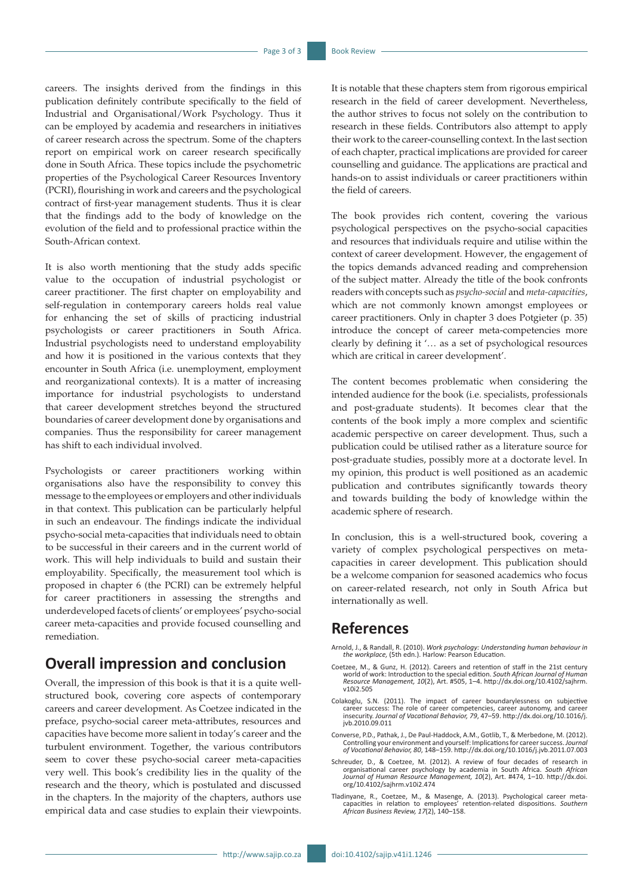careers. The insights derived from the findings in this publication definitely contribute specifically to the field of Industrial and Organisational/Work Psychology. Thus it can be employed by academia and researchers in initiatives of career research across the spectrum. Some of the chapters report on empirical work on career research specifically done in South Africa. These topics include the psychometric properties of the Psychological Career Resources Inventory (PCRI), flourishing in work and careers and the psychological contract of first-year management students. Thus it is clear that the findings add to the body of knowledge on the evolution of the field and to professional practice within the South-African context.

It is also worth mentioning that the study adds specific value to the occupation of industrial psychologist or career practitioner. The first chapter on employability and self-regulation in contemporary careers holds real value for enhancing the set of skills of practicing industrial psychologists or career practitioners in South Africa. Industrial psychologists need to understand employability and how it is positioned in the various contexts that they encounter in South Africa (i.e. unemployment, employment and reorganizational contexts). It is a matter of increasing importance for industrial psychologists to understand that career development stretches beyond the structured boundaries of career development done by organisations and companies. Thus the responsibility for career management has shift to each individual involved.

Psychologists or career practitioners working within organisations also have the responsibility to convey this message to the employees or employers and other individuals in that context. This publication can be particularly helpful in such an endeavour. The findings indicate the individual psycho-social meta-capacities that individuals need to obtain to be successful in their careers and in the current world of work. This will help individuals to build and sustain their employability. Specifically, the measurement tool which is proposed in chapter 6 (the PCRI) can be extremely helpful for career practitioners in assessing the strengths and underdeveloped facets of clients' or employees' psycho-social career meta-capacities and provide focused counselling and remediation.

## Overall impression and conclusion

Overall, the impression of this book is that it is a quite well-structured book, covering core aspects of contemporary careers and career development. As Coetzee indicated in the preface, psycho-social career meta-attributes, resources and capacities have become more salient in today's career and the turbulent environment. Together, the various contributors seem to cover these psycho-social career meta-capacities very well. This book's credibility lies in the quality of the research and the theory, which is postulated and discussed in the chapters. In the majority of the chapters, authors use empirical data and case studies to explain their viewpoints.

It is notable that these chapters stem from rigorous empirical research in the field of career development. Nevertheless, the author strives to focus not solely on the contribution to research in these fields. Contributors also attempt to apply their work to the career-counselling context. In the last section of each chapter, practical implications are provided for career counselling and guidance. The applications are practical and hands-on to assist individuals or career practitioners within the field of careers.

The book provides rich content, covering the various psychological perspectives on the psycho-social capacities and resources that individuals require and utilise within the context of career development. However, the engagement of the topics demands advanced reading and comprehension of the subject matter. Already the title of the book confronts readers with concepts such as *psycho-social* and *meta-capacities*, which are not commonly known amongst employees or career practitioners. Only in chapter 3 does Potgieter (p. 35) introduce the concept of career meta-competencies more clearly by defining it '… as a set of psychological resources which are critical in career development'.

The content becomes problematic when considering the intended audience for the book (i.e. specialists, professionals and post-graduate students). It becomes clear that the contents of the book imply a more complex and scientific academic perspective on career development. Thus, such a publication could be utilised rather as a literature source for post-graduate studies, possibly more at a doctorate level. In my opinion, this product is well positioned as an academic publication and contributes significantly towards theory and towards building the body of knowledge within the academic sphere of research.

In conclusion, this is a well-structured book, covering a variety of complex psychological perspectives on meta-capacities in career development. This publication should be a welcome companion for seasoned academics who focus on career-related research, not only in South Africa but internationally as well.

## References

Arnold, J., & Randall, R. (2010). *Work psychology: Understanding human behaviour in the workplace*, (5th edn.). Harlow: Pearson Education.

Coetzee, M., & Gunz, H. (2012). Careers and retention of staff in the 21st century world of work: Introduction to the special edition. *South African Journal of Human Resource Management, 10*(2), Art. #505, 1–4. http://dx.doi.org/10.4102/sajhrm.v10i2.505

Colakoglu, S.N. (2011). The impact of career boundarylessness on subjective career success: The role of career competencies, career autonomy, and career insecurity. *Journal of Vocational Behavior, 79*, 47–59. http://dx.doi.org/10.1016/j.jvb.2010.09.011

Converse, P.D., Pathak, J., De Paul-Haddock, A.M., Gotlib, T., & Merbedone, M. (2012). Controlling your environment and yourself: Implications for career success. *Journal of Vocational Behavior, 80*, 148–159. http://dx.doi.org/10.1016/j.jvb.2011.07.003

Schreuder, D., & Coetzee, M. (2012). A review of four decades of research in organisational career psychology by academia in South Africa. *South African Journal of Human Resource Management, 10*(2), Art. #474, 1–10. http://dx.doi.org/10.4102/sajhrm.v10i2.474

Tladinyane, R., Coetzee, M., & Masenge, A. (2013). Psychological career meta-capacities in relation to employees' retention-related dispositions. *Southern African Business Review, 17*(2), 140–158.